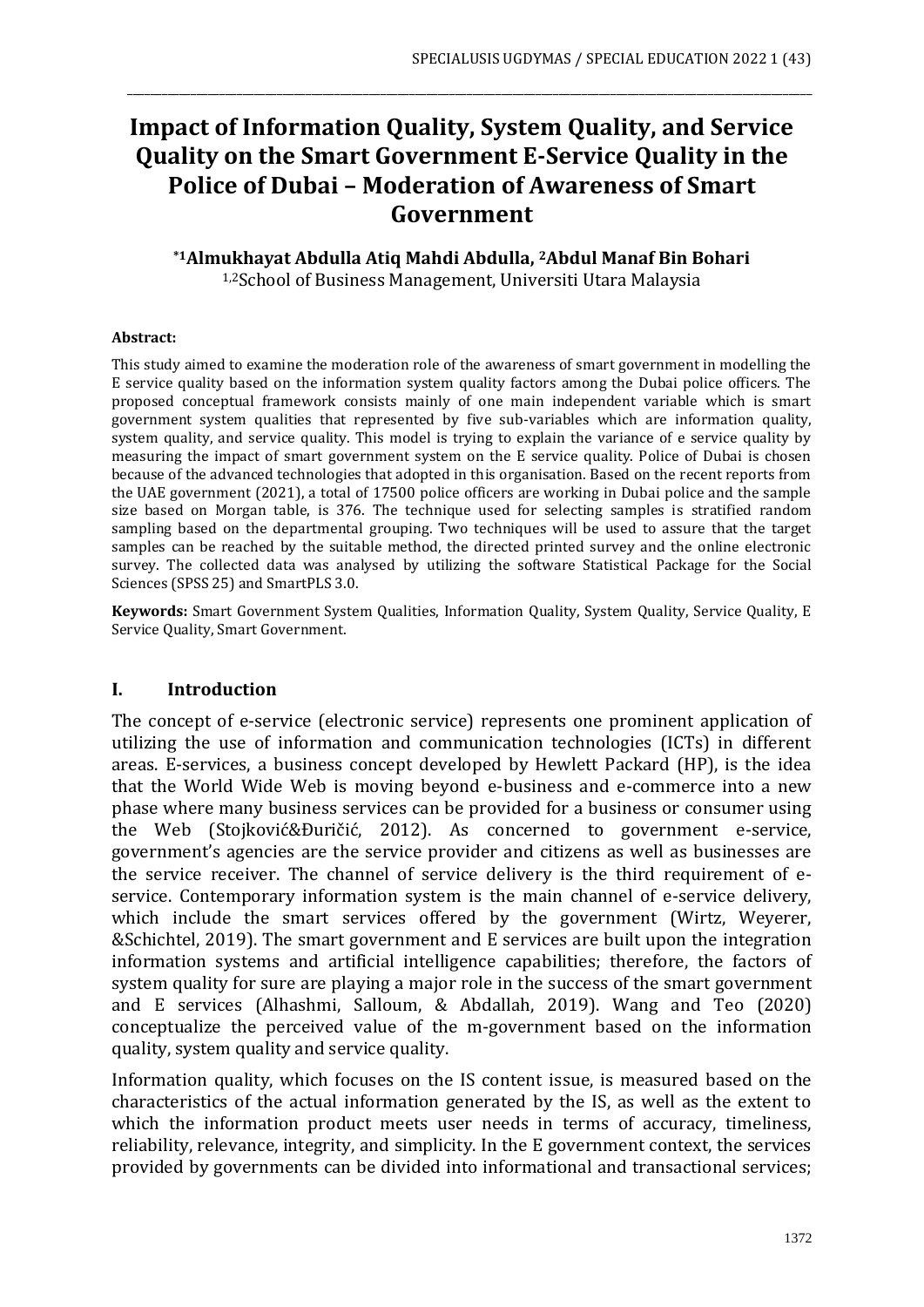# Impact of Information Quality, System Quality, and Service Quality on the Smart Government E-Service Quality in the Police of Dubai – Moderation of Awareness of Smart Government

**[*1]Almukhayat Abdulla Atiq Mahdi Abdulla, [2]Abdul Manaf Bin Bohari**

[1,2]School of Business Management, Universiti Utara Malaysia

**Abstract:**

This study aimed to examine the moderation role of the awareness of smart government in modelling the E service quality based on the information system quality factors among the Dubai police officers. The proposed conceptual framework consists mainly of one main independent variable which is smart government system qualities that represented by five sub-variables which are information quality, system quality, and service quality. This model is trying to explain the variance of e service quality by measuring the impact of smart government system on the E service quality. Police of Dubai is chosen because of the advanced technologies that adopted in this organisation. Based on the recent reports from the UAE government (2021), a total of 17500 police officers are working in Dubai police and the sample size based on Morgan table, is 376. The technique used for selecting samples is stratified random sampling based on the departmental grouping. Two techniques will be used to assure that the target samples can be reached by the suitable method, the directed printed survey and the online electronic survey. The collected data was analysed by utilizing the software Statistical Package for the Social Sciences (SPSS 25) and SmartPLS 3.0.

**Keywords:** Smart Government System Qualities, Information Quality, System Quality, Service Quality, E Service Quality, Smart Government.

## I. Introduction

The concept of e-service (electronic service) represents one prominent application of utilizing the use of information and communication technologies (ICTs) in different areas. E-services, a business concept developed by Hewlett Packard (HP), is the idea that the World Wide Web is moving beyond e-business and e-commerce into a new phase where many business services can be provided for a business or consumer using the Web (Stojković&Đuričić, 2012). As concerned to government e-service, government's agencies are the service provider and citizens as well as businesses are the service receiver. The channel of service delivery is the third requirement of e-service. Contemporary information system is the main channel of e-service delivery, which include the smart services offered by the government (Wirtz, Weyerer, &Schichtel, 2019). The smart government and E services are built upon the integration information systems and artificial intelligence capabilities; therefore, the factors of system quality for sure are playing a major role in the success of the smart government and E services (Alhashmi, Salloum, & Abdallah, 2019). Wang and Teo (2020) conceptualize the perceived value of the m-government based on the information quality, system quality and service quality.

Information quality, which focuses on the IS content issue, is measured based on the characteristics of the actual information generated by the IS, as well as the extent to which the information product meets user needs in terms of accuracy, timeliness, reliability, relevance, integrity, and simplicity. In the E government context, the services provided by governments can be divided into informational and transactional services;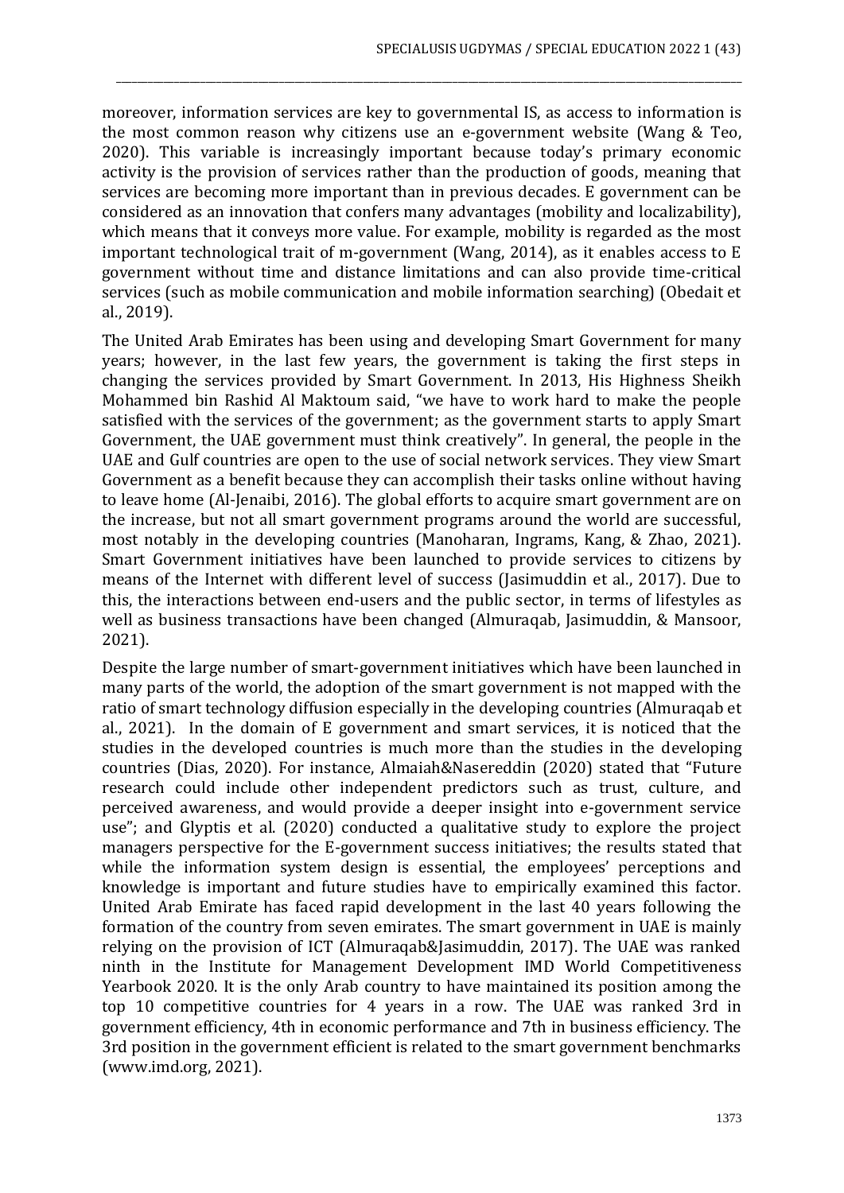moreover, information services are key to governmental IS, as access to information is the most common reason why citizens use an e-government website (Wang & Teo, 2020). This variable is increasingly important because today's primary economic activity is the provision of services rather than the production of goods, meaning that services are becoming more important than in previous decades. E government can be considered as an innovation that confers many advantages (mobility and localizability), which means that it conveys more value. For example, mobility is regarded as the most important technological trait of m-government (Wang, 2014), as it enables access to E government without time and distance limitations and can also provide time-critical services (such as mobile communication and mobile information searching) (Obedait et al., 2019).

The United Arab Emirates has been using and developing Smart Government for many years; however, in the last few years, the government is taking the first steps in changing the services provided by Smart Government. In 2013, His Highness Sheikh Mohammed bin Rashid Al Maktoum said, "we have to work hard to make the people satisfied with the services of the government; as the government starts to apply Smart Government, the UAE government must think creatively". In general, the people in the UAE and Gulf countries are open to the use of social network services. They view Smart Government as a benefit because they can accomplish their tasks online without having to leave home (Al-Jenaibi, 2016). The global efforts to acquire smart government are on the increase, but not all smart government programs around the world are successful, most notably in the developing countries (Manoharan, Ingrams, Kang, & Zhao, 2021). Smart Government initiatives have been launched to provide services to citizens by means of the Internet with different level of success (Jasimuddin et al., 2017). Due to this, the interactions between end-users and the public sector, in terms of lifestyles as well as business transactions have been changed (Almuraqab, Jasimuddin, & Mansoor, 2021).

Despite the large number of smart-government initiatives which have been launched in many parts of the world, the adoption of the smart government is not mapped with the ratio of smart technology diffusion especially in the developing countries (Almuraqab et al., 2021). In the domain of E government and smart services, it is noticed that the studies in the developed countries is much more than the studies in the developing countries (Dias, 2020). For instance, Almaiah&Nasereddin (2020) stated that "Future research could include other independent predictors such as trust, culture, and perceived awareness, and would provide a deeper insight into e-government service use"; and Glyptis et al. (2020) conducted a qualitative study to explore the project managers perspective for the E-government success initiatives; the results stated that while the information system design is essential, the employees' perceptions and knowledge is important and future studies have to empirically examined this factor. United Arab Emirate has faced rapid development in the last 40 years following the formation of the country from seven emirates. The smart government in UAE is mainly relying on the provision of ICT (Almuraqab&Jasimuddin, 2017). The UAE was ranked ninth in the Institute for Management Development IMD World Competitiveness Yearbook 2020. It is the only Arab country to have maintained its position among the top 10 competitive countries for 4 years in a row. The UAE was ranked 3rd in government efficiency, 4th in economic performance and 7th in business efficiency. The 3rd position in the government efficient is related to the smart government benchmarks (www.imd.org, 2021).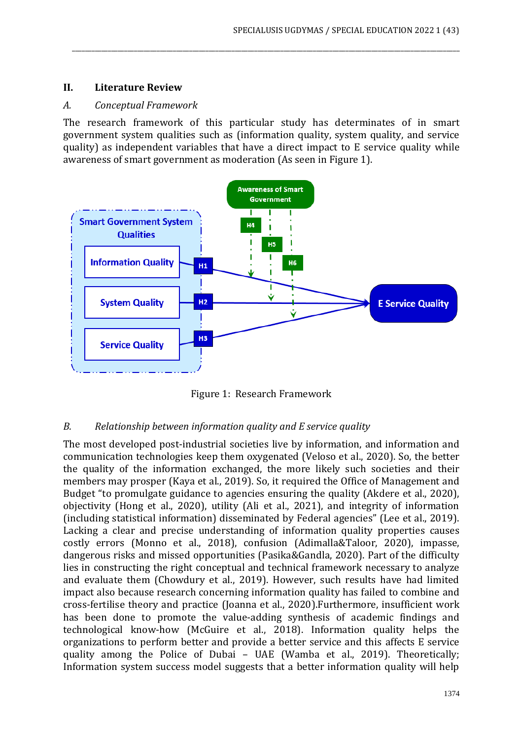## II. Literature Review

### *A. Conceptual Framework*

The research framework of this particular study has determinates of in smart government system qualities such as (information quality, system quality, and service quality) as independent variables that have a direct impact to E service quality while awareness of smart government as moderation (As seen in Figure 1).

Figure 1: Research Framework

### *B. Relationship between information quality and E service quality*

The most developed post-industrial societies live by information, and information and communication technologies keep them oxygenated (Veloso et al., 2020). So, the better the quality of the information exchanged, the more likely such societies and their members may prosper (Kaya et al., 2019). So, it required the Office of Management and Budget "to promulgate guidance to agencies ensuring the quality (Akdere et al., 2020), objectivity (Hong et al., 2020), utility (Ali et al., 2021), and integrity of information (including statistical information) disseminated by Federal agencies" (Lee et al., 2019). Lacking a clear and precise understanding of information quality properties causes costly errors (Monno et al., 2018), confusion (Adimalla&Taloor, 2020), impasse, dangerous risks and missed opportunities (Pasika&Gandla, 2020). Part of the difficulty lies in constructing the right conceptual and technical framework necessary to analyze and evaluate them (Chowdury et al., 2019). However, such results have had limited impact also because research concerning information quality has failed to combine and cross-fertilise theory and practice (Joanna et al., 2020).Furthermore, insufficient work has been done to promote the value-adding synthesis of academic findings and technological know-how (McGuire et al., 2018). Information quality helps the organizations to perform better and provide a better service and this affects E service quality among the Police of Dubai – UAE (Wamba et al., 2019). Theoretically; Information system success model suggests that a better information quality will help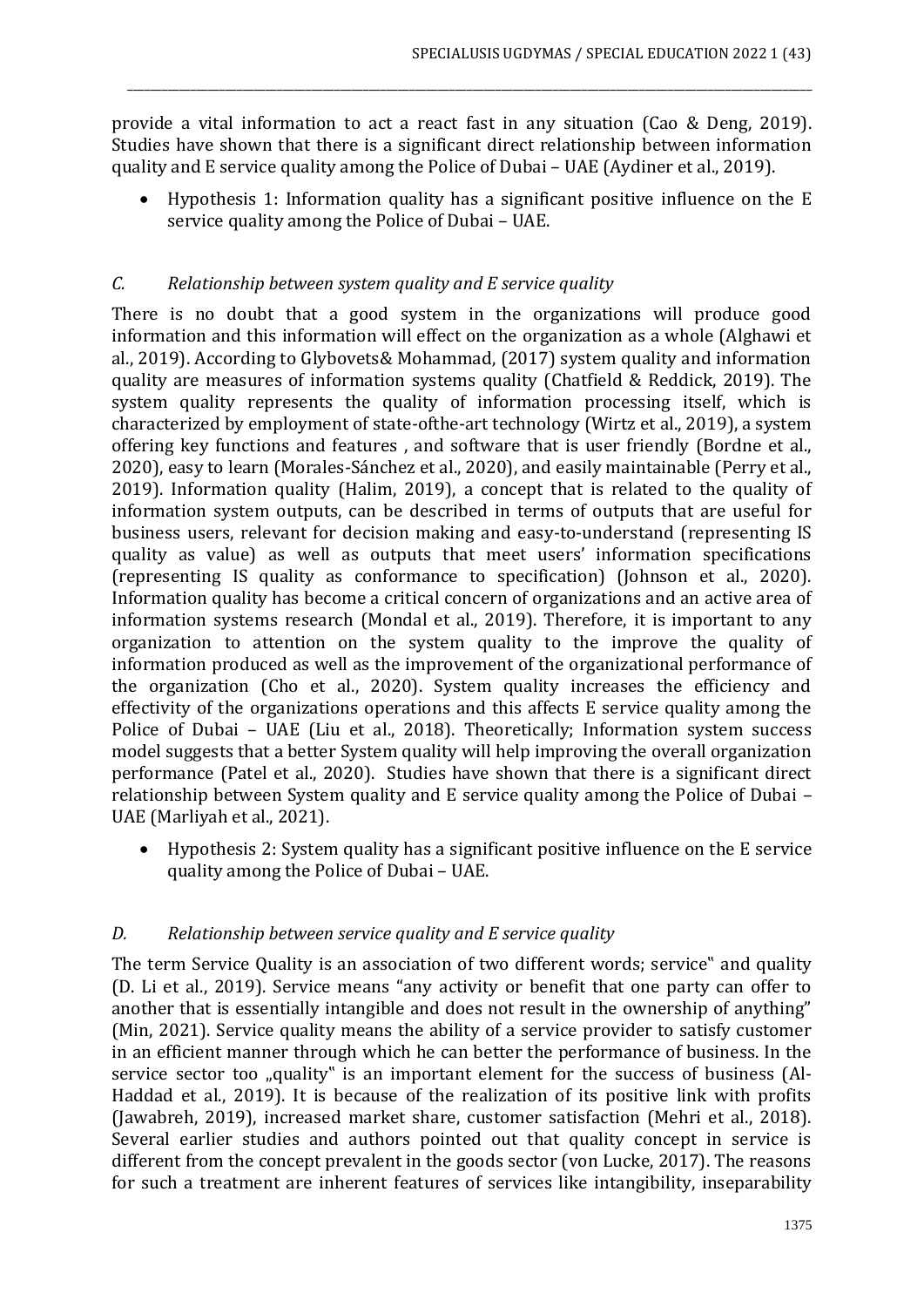provide a vital information to act a react fast in any situation (Cao & Deng, 2019). Studies have shown that there is a significant direct relationship between information quality and E service quality among the Police of Dubai – UAE (Aydiner et al., 2019).

- Hypothesis 1: Information quality has a significant positive influence on the E service quality among the Police of Dubai – UAE.

### *C. Relationship between system quality and E service quality*

There is no doubt that a good system in the organizations will produce good information and this information will effect on the organization as a whole (Alghawi et al., 2019). According to Glybovets& Mohammad, (2017) system quality and information quality are measures of information systems quality (Chatfield & Reddick, 2019). The system quality represents the quality of information processing itself, which is characterized by employment of state-ofthe-art technology (Wirtz et al., 2019), a system offering key functions and features , and software that is user friendly (Bordne et al., 2020), easy to learn (Morales-Sánchez et al., 2020), and easily maintainable (Perry et al., 2019). Information quality (Halim, 2019), a concept that is related to the quality of information system outputs, can be described in terms of outputs that are useful for business users, relevant for decision making and easy-to-understand (representing IS quality as value) as well as outputs that meet users' information specifications (representing IS quality as conformance to specification) (Johnson et al., 2020). Information quality has become a critical concern of organizations and an active area of information systems research (Mondal et al., 2019). Therefore, it is important to any organization to attention on the system quality to the improve the quality of information produced as well as the improvement of the organizational performance of the organization (Cho et al., 2020). System quality increases the efficiency and effectivity of the organizations operations and this affects E service quality among the Police of Dubai – UAE (Liu et al., 2018). Theoretically; Information system success model suggests that a better System quality will help improving the overall organization performance (Patel et al., 2020). Studies have shown that there is a significant direct relationship between System quality and E service quality among the Police of Dubai – UAE (Marliyah et al., 2021).

- Hypothesis 2: System quality has a significant positive influence on the E service quality among the Police of Dubai – UAE.

### *D. Relationship between service quality and E service quality*

The term Service Quality is an association of two different words; service" and quality (D. Li et al., 2019). Service means "any activity or benefit that one party can offer to another that is essentially intangible and does not result in the ownership of anything" (Min, 2021). Service quality means the ability of a service provider to satisfy customer in an efficient manner through which he can better the performance of business. In the service sector too „quality" is an important element for the success of business (Al-Haddad et al., 2019). It is because of the realization of its positive link with profits (Jawabreh, 2019), increased market share, customer satisfaction (Mehri et al., 2018). Several earlier studies and authors pointed out that quality concept in service is different from the concept prevalent in the goods sector (von Lucke, 2017). The reasons for such a treatment are inherent features of services like intangibility, inseparability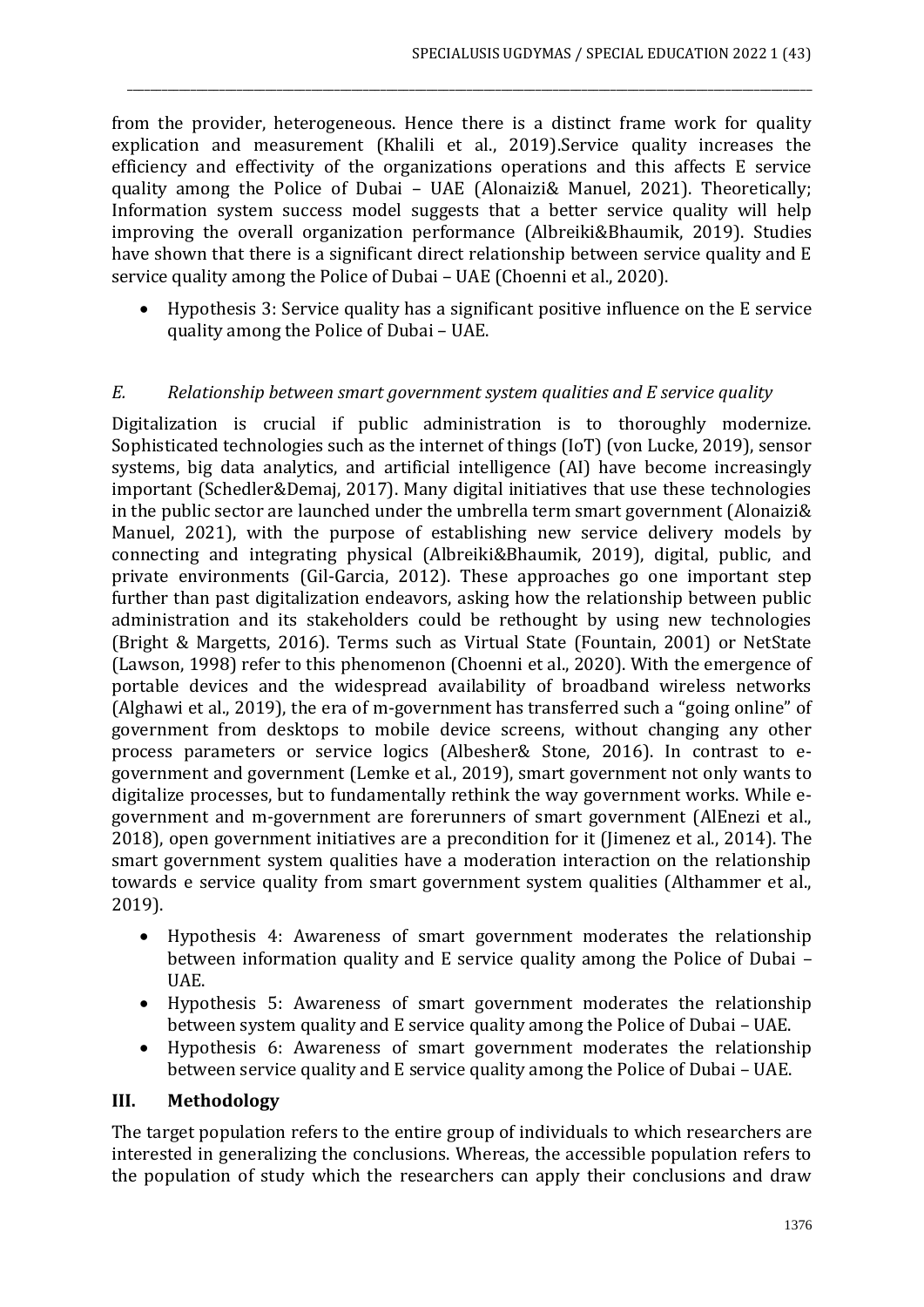from the provider, heterogeneous. Hence there is a distinct frame work for quality explication and measurement (Khalili et al., 2019).Service quality increases the efficiency and effectivity of the organizations operations and this affects E service quality among the Police of Dubai – UAE (Alonaizi& Manuel, 2021). Theoretically; Information system success model suggests that a better service quality will help improving the overall organization performance (Albreiki&Bhaumik, 2019). Studies have shown that there is a significant direct relationship between service quality and E service quality among the Police of Dubai – UAE (Choenni et al., 2020).

- Hypothesis 3: Service quality has a significant positive influence on the E service quality among the Police of Dubai – UAE.

### *E. Relationship between smart government system qualities and E service quality*

Digitalization is crucial if public administration is to thoroughly modernize. Sophisticated technologies such as the internet of things (IoT) (von Lucke, 2019), sensor systems, big data analytics, and artificial intelligence (AI) have become increasingly important (Schedler&Demaj, 2017). Many digital initiatives that use these technologies in the public sector are launched under the umbrella term smart government (Alonaizi& Manuel, 2021), with the purpose of establishing new service delivery models by connecting and integrating physical (Albreiki&Bhaumik, 2019), digital, public, and private environments (Gil-Garcia, 2012). These approaches go one important step further than past digitalization endeavors, asking how the relationship between public administration and its stakeholders could be rethought by using new technologies (Bright & Margetts, 2016). Terms such as Virtual State (Fountain, 2001) or NetState (Lawson, 1998) refer to this phenomenon (Choenni et al., 2020). With the emergence of portable devices and the widespread availability of broadband wireless networks (Alghawi et al., 2019), the era of m-government has transferred such a "going online" of government from desktops to mobile device screens, without changing any other process parameters or service logics (Albesher& Stone, 2016). In contrast to e-government and government (Lemke et al., 2019), smart government not only wants to digitalize processes, but to fundamentally rethink the way government works. While e-government and m-government are forerunners of smart government (AlEnezi et al., 2018), open government initiatives are a precondition for it (Jimenez et al., 2014). The smart government system qualities have a moderation interaction on the relationship towards e service quality from smart government system qualities (Althammer et al., 2019).

- Hypothesis 4: Awareness of smart government moderates the relationship between information quality and E service quality among the Police of Dubai – UAE.
- Hypothesis 5: Awareness of smart government moderates the relationship between system quality and E service quality among the Police of Dubai – UAE.
- Hypothesis 6: Awareness of smart government moderates the relationship between service quality and E service quality among the Police of Dubai – UAE.

## III. Methodology

The target population refers to the entire group of individuals to which researchers are interested in generalizing the conclusions. Whereas, the accessible population refers to the population of study which the researchers can apply their conclusions and draw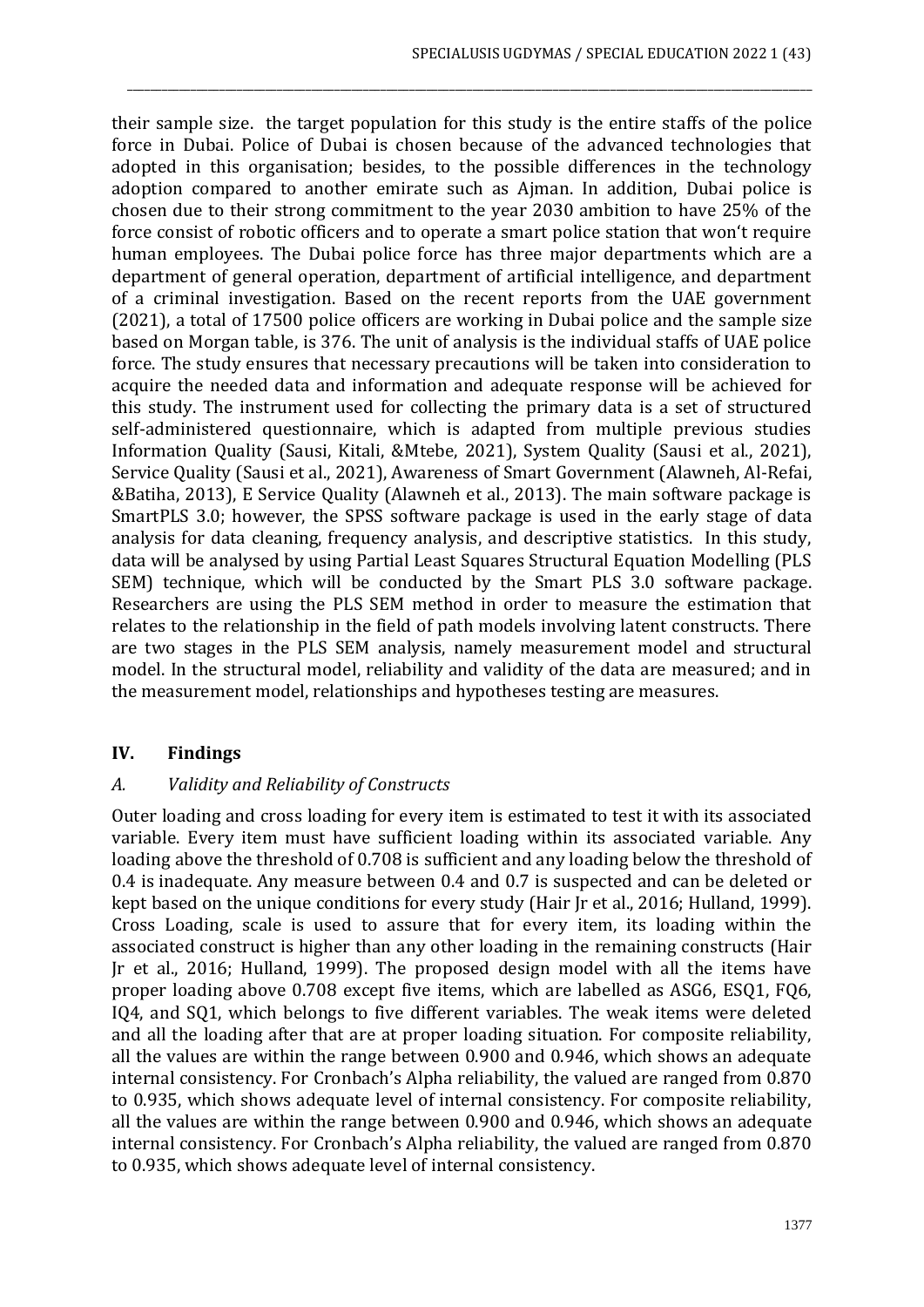their sample size. the target population for this study is the entire staffs of the police force in Dubai. Police of Dubai is chosen because of the advanced technologies that adopted in this organisation; besides, to the possible differences in the technology adoption compared to another emirate such as Ajman. In addition, Dubai police is chosen due to their strong commitment to the year 2030 ambition to have 25% of the force consist of robotic officers and to operate a smart police station that won't require human employees. The Dubai police force has three major departments which are a department of general operation, department of artificial intelligence, and department of a criminal investigation. Based on the recent reports from the UAE government (2021), a total of 17500 police officers are working in Dubai police and the sample size based on Morgan table, is 376. The unit of analysis is the individual staffs of UAE police force. The study ensures that necessary precautions will be taken into consideration to acquire the needed data and information and adequate response will be achieved for this study. The instrument used for collecting the primary data is a set of structured self-administered questionnaire, which is adapted from multiple previous studies Information Quality (Sausi, Kitali, &Mtebe, 2021), System Quality (Sausi et al., 2021), Service Quality (Sausi et al., 2021), Awareness of Smart Government (Alawneh, Al-Refai, &Batiha, 2013), E Service Quality (Alawneh et al., 2013). The main software package is SmartPLS 3.0; however, the SPSS software package is used in the early stage of data analysis for data cleaning, frequency analysis, and descriptive statistics. In this study, data will be analysed by using Partial Least Squares Structural Equation Modelling (PLS SEM) technique, which will be conducted by the Smart PLS 3.0 software package. Researchers are using the PLS SEM method in order to measure the estimation that relates to the relationship in the field of path models involving latent constructs. There are two stages in the PLS SEM analysis, namely measurement model and structural model. In the structural model, reliability and validity of the data are measured; and in the measurement model, relationships and hypotheses testing are measures.

## IV. Findings

### *A. Validity and Reliability of Constructs*

Outer loading and cross loading for every item is estimated to test it with its associated variable. Every item must have sufficient loading within its associated variable. Any loading above the threshold of 0.708 is sufficient and any loading below the threshold of 0.4 is inadequate. Any measure between 0.4 and 0.7 is suspected and can be deleted or kept based on the unique conditions for every study (Hair Jr et al., 2016; Hulland, 1999). Cross Loading, scale is used to assure that for every item, its loading within the associated construct is higher than any other loading in the remaining constructs (Hair Jr et al., 2016; Hulland, 1999). The proposed design model with all the items have proper loading above 0.708 except five items, which are labelled as ASG6, ESQ1, FQ6, IQ4, and SQ1, which belongs to five different variables. The weak items were deleted and all the loading after that are at proper loading situation. For composite reliability, all the values are within the range between 0.900 and 0.946, which shows an adequate internal consistency. For Cronbach's Alpha reliability, the valued are ranged from 0.870 to 0.935, which shows adequate level of internal consistency. For composite reliability, all the values are within the range between 0.900 and 0.946, which shows an adequate internal consistency. For Cronbach's Alpha reliability, the valued are ranged from 0.870 to 0.935, which shows adequate level of internal consistency.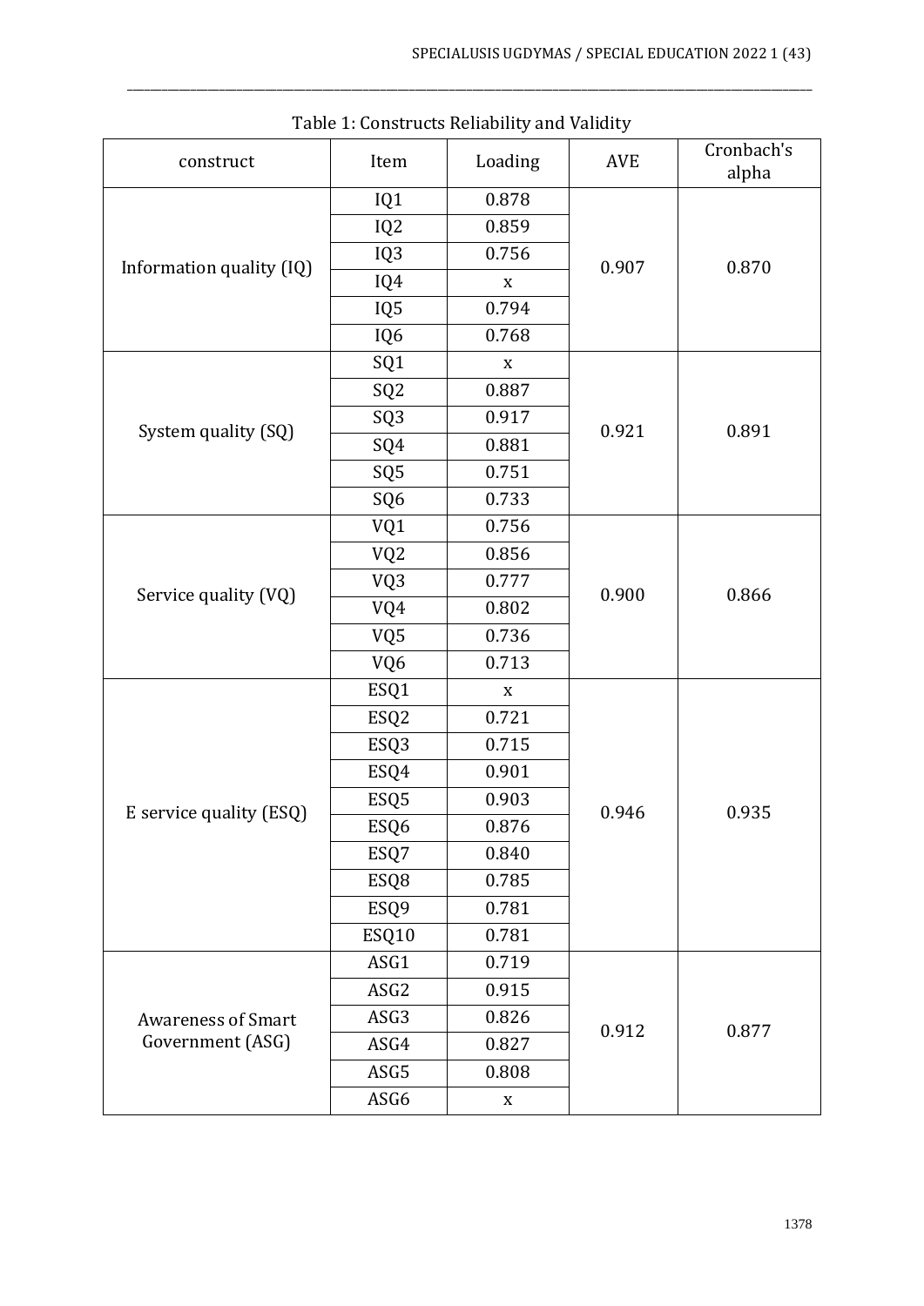Table 1: Constructs Reliability and Validity

| construct | Item | Loading | AVE | Cronbach's alpha |
|---|---|---|---|---|
| Information quality (IQ) | IQ1 | 0.878 | 0.907 | 0.870 |
| | IQ2 | 0.859 | | |
| | IQ3 | 0.756 | | |
| | IQ4 | x | | |
| | IQ5 | 0.794 | | |
| | IQ6 | 0.768 | | |
| System quality (SQ) | SQ1 | x | 0.921 | 0.891 |
| | SQ2 | 0.887 | | |
| | SQ3 | 0.917 | | |
| | SQ4 | 0.881 | | |
| | SQ5 | 0.751 | | |
| | SQ6 | 0.733 | | |
| Service quality (VQ) | VQ1 | 0.756 | 0.900 | 0.866 |
| | VQ2 | 0.856 | | |
| | VQ3 | 0.777 | | |
| | VQ4 | 0.802 | | |
| | VQ5 | 0.736 | | |
| | VQ6 | 0.713 | | |
| E service quality (ESQ) | ESQ1 | x | 0.946 | 0.935 |
| | ESQ2 | 0.721 | | |
| | ESQ3 | 0.715 | | |
| | ESQ4 | 0.901 | | |
| | ESQ5 | 0.903 | | |
| | ESQ6 | 0.876 | | |
| | ESQ7 | 0.840 | | |
| | ESQ8 | 0.785 | | |
| | ESQ9 | 0.781 | | |
| | ESQ10 | 0.781 | | |
| Awareness of Smart Government (ASG) | ASG1 | 0.719 | 0.912 | 0.877 |
| | ASG2 | 0.915 | | |
| | ASG3 | 0.826 | | |
| | ASG4 | 0.827 | | |
| | ASG5 | 0.808 | | |
| | ASG6 | x | | |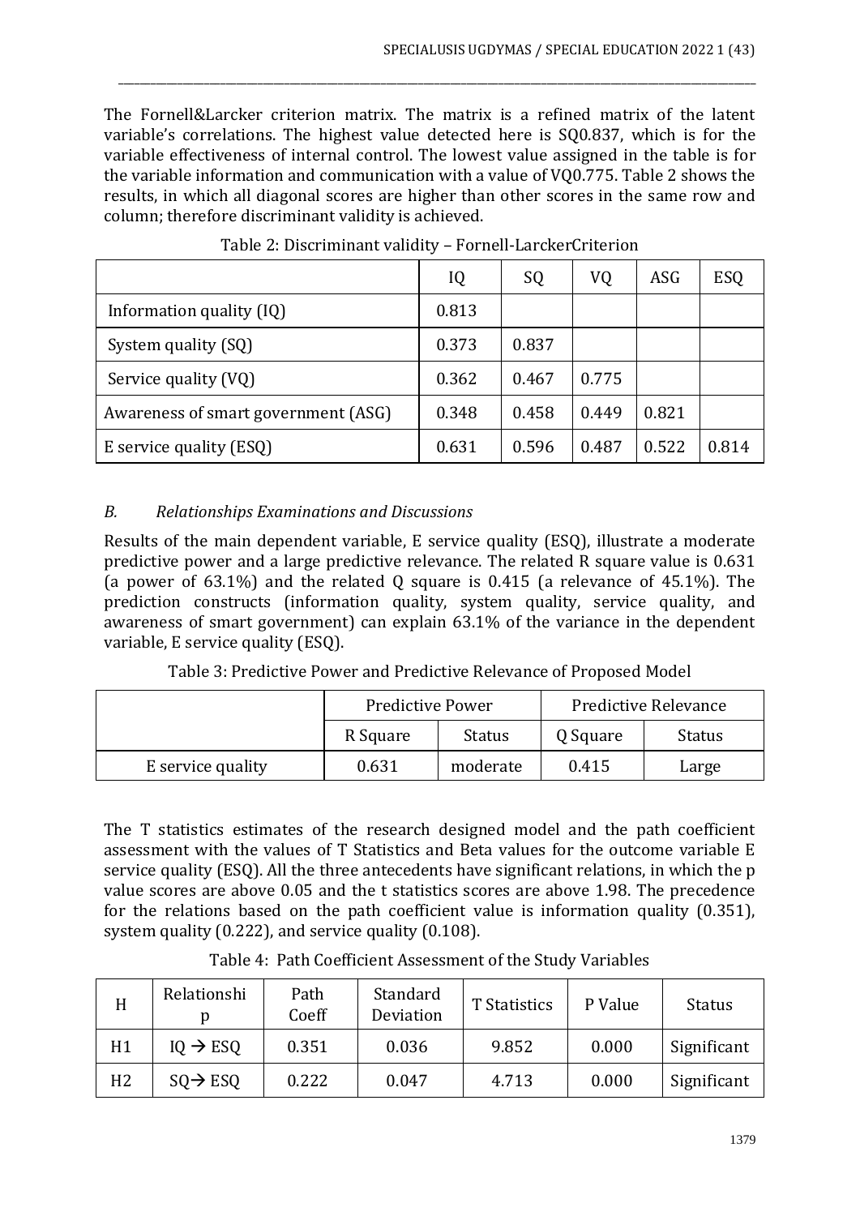The Fornell&Larcker criterion matrix. The matrix is a refined matrix of the latent variable's correlations. The highest value detected here is SQ0.837, which is for the variable effectiveness of internal control. The lowest value assigned in the table is for the variable information and communication with a value of VQ0.775. Table 2 shows the results, in which all diagonal scores are higher than other scores in the same row and column; therefore discriminant validity is achieved.

Table 2: Discriminant validity – Fornell-LarckerCriterion

| | IQ | SQ | VQ | ASG | ESQ |
|---|---|---|---|---|---|
| Information quality (IQ) | 0.813 | | | | |
| System quality (SQ) | 0.373 | 0.837 | | | |
| Service quality (VQ) | 0.362 | 0.467 | 0.775 | | |
| Awareness of smart government (ASG) | 0.348 | 0.458 | 0.449 | 0.821 | |
| E service quality (ESQ) | 0.631 | 0.596 | 0.487 | 0.522 | 0.814 |

### *B. Relationships Examinations and Discussions*

Results of the main dependent variable, E service quality (ESQ), illustrate a moderate predictive power and a large predictive relevance. The related R square value is 0.631 (a power of 63.1%) and the related Q square is 0.415 (a relevance of 45.1%). The prediction constructs (information quality, system quality, service quality, and awareness of smart government) can explain 63.1% of the variance in the dependent variable, E service quality (ESQ).

Table 3: Predictive Power and Predictive Relevance of Proposed Model

| | Predictive Power | | Predictive Relevance | |
|---|---|---|---|---|
| | R Square | Status | Q Square | Status |
| E service quality | 0.631 | moderate | 0.415 | Large |

The T statistics estimates of the research designed model and the path coefficient assessment with the values of T Statistics and Beta values for the outcome variable E service quality (ESQ). All the three antecedents have significant relations, in which the p value scores are above 0.05 and the t statistics scores are above 1.98. The precedence for the relations based on the path coefficient value is information quality (0.351), system quality (0.222), and service quality (0.108).

Table 4: Path Coefficient Assessment of the Study Variables

| H | Relationship | Path Coeff | Standard Deviation | T Statistics | P Value | Status |
|---|---|---|---|---|---|---|
| H1 | IQ → ESQ | 0.351 | 0.036 | 9.852 | 0.000 | Significant |
| H2 | SQ→ ESQ | 0.222 | 0.047 | 4.713 | 0.000 | Significant |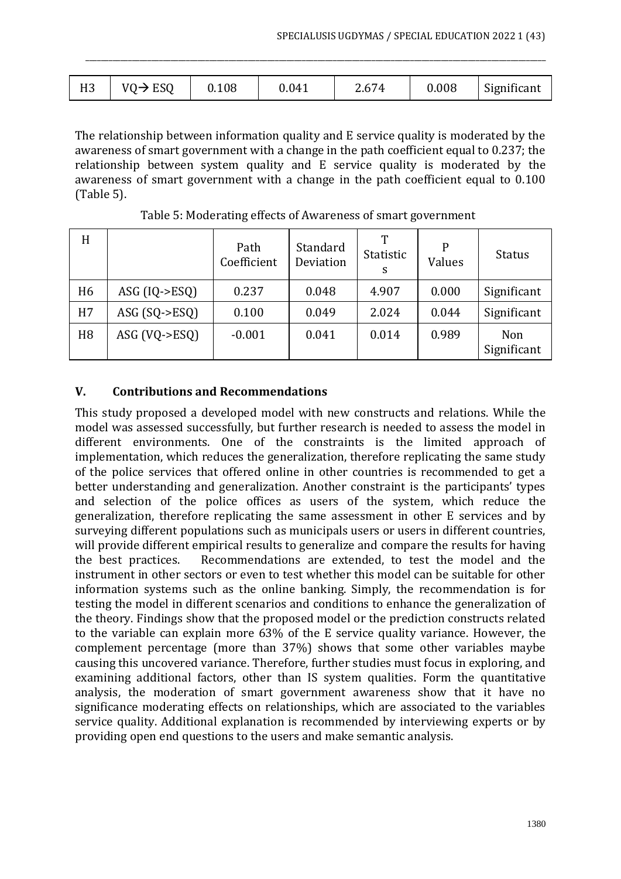| H3 | VQ→ ESQ | 0.108 | 0.041 | 2.674 | 0.008 | Significant |
|---|---|---|---|---|---|---|

The relationship between information quality and E service quality is moderated by the awareness of smart government with a change in the path coefficient equal to 0.237; the relationship between system quality and E service quality is moderated by the awareness of smart government with a change in the path coefficient equal to 0.100 (Table 5).

Table 5: Moderating effects of Awareness of smart government

| H | | Path Coefficient | Standard Deviation | T Statistics | P Values | Status |
|---|---|---|---|---|---|---|
| H6 | ASG (IQ->ESQ) | 0.237 | 0.048 | 4.907 | 0.000 | Significant |
| H7 | ASG (SQ->ESQ) | 0.100 | 0.049 | 2.024 | 0.044 | Significant |
| H8 | ASG (VQ->ESQ) | -0.001 | 0.041 | 0.014 | 0.989 | Non Significant |

## V. Contributions and Recommendations

This study proposed a developed model with new constructs and relations. While the model was assessed successfully, but further research is needed to assess the model in different environments. One of the constraints is the limited approach of implementation, which reduces the generalization, therefore replicating the same study of the police services that offered online in other countries is recommended to get a better understanding and generalization. Another constraint is the participants' types and selection of the police offices as users of the system, which reduce the generalization, therefore replicating the same assessment in other E services and by surveying different populations such as municipals users or users in different countries, will provide different empirical results to generalize and compare the results for having the best practices. Recommendations are extended, to test the model and the instrument in other sectors or even to test whether this model can be suitable for other information systems such as the online banking. Simply, the recommendation is for testing the model in different scenarios and conditions to enhance the generalization of the theory. Findings show that the proposed model or the prediction constructs related to the variable can explain more 63% of the E service quality variance. However, the complement percentage (more than 37%) shows that some other variables maybe causing this uncovered variance. Therefore, further studies must focus in exploring, and examining additional factors, other than IS system qualities. Form the quantitative analysis, the moderation of smart government awareness show that it have no significance moderating effects on relationships, which are associated to the variables service quality. Additional explanation is recommended by interviewing experts or by providing open end questions to the users and make semantic analysis.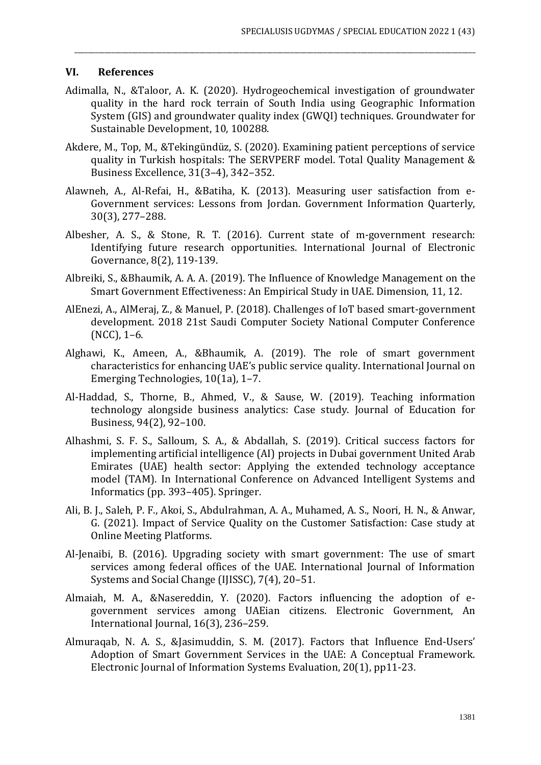## VI. References

Adimalla, N., &Taloor, A. K. (2020). Hydrogeochemical investigation of groundwater quality in the hard rock terrain of South India using Geographic Information System (GIS) and groundwater quality index (GWQI) techniques. Groundwater for Sustainable Development, 10, 100288.

Akdere, M., Top, M., &Tekingündüz, S. (2020). Examining patient perceptions of service quality in Turkish hospitals: The SERVPERF model. Total Quality Management & Business Excellence, 31(3–4), 342–352.

Alawneh, A., Al-Refai, H., &Batiha, K. (2013). Measuring user satisfaction from e-Government services: Lessons from Jordan. Government Information Quarterly, 30(3), 277–288.

Albesher, A. S., & Stone, R. T. (2016). Current state of m-government research: Identifying future research opportunities. International Journal of Electronic Governance, 8(2), 119-139.

Albreiki, S., &Bhaumik, A. A. A. (2019). The Influence of Knowledge Management on the Smart Government Effectiveness: An Empirical Study in UAE. Dimension, 11, 12.

AlEnezi, A., AlMeraj, Z., & Manuel, P. (2018). Challenges of IoT based smart-government development. 2018 21st Saudi Computer Society National Computer Conference (NCC), 1–6.

Alghawi, K., Ameen, A., &Bhaumik, A. (2019). The role of smart government characteristics for enhancing UAE's public service quality. International Journal on Emerging Technologies, 10(1a), 1–7.

Al-Haddad, S., Thorne, B., Ahmed, V., & Sause, W. (2019). Teaching information technology alongside business analytics: Case study. Journal of Education for Business, 94(2), 92–100.

Alhashmi, S. F. S., Salloum, S. A., & Abdallah, S. (2019). Critical success factors for implementing artificial intelligence (AI) projects in Dubai government United Arab Emirates (UAE) health sector: Applying the extended technology acceptance model (TAM). In International Conference on Advanced Intelligent Systems and Informatics (pp. 393–405). Springer.

Ali, B. J., Saleh, P. F., Akoi, S., Abdulrahman, A. A., Muhamed, A. S., Noori, H. N., & Anwar, G. (2021). Impact of Service Quality on the Customer Satisfaction: Case study at Online Meeting Platforms.

Al-Jenaibi, B. (2016). Upgrading society with smart government: The use of smart services among federal offices of the UAE. International Journal of Information Systems and Social Change (IJISSC), 7(4), 20–51.

Almaiah, M. A., &Nasereddin, Y. (2020). Factors influencing the adoption of e-government services among UAEian citizens. Electronic Government, An International Journal, 16(3), 236–259.

Almuraqab, N. A. S., &Jasimuddin, S. M. (2017). Factors that Influence End-Users' Adoption of Smart Government Services in the UAE: A Conceptual Framework. Electronic Journal of Information Systems Evaluation, 20(1), pp11-23.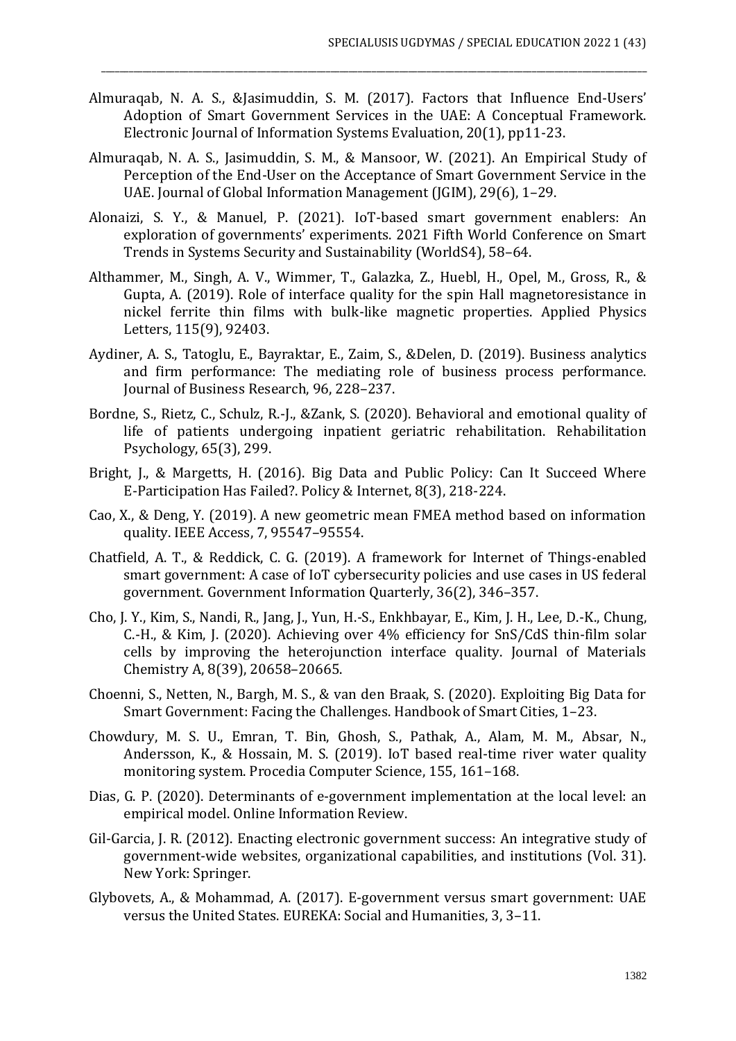Almuraqab, N. A. S., &Jasimuddin, S. M. (2017). Factors that Influence End-Users' Adoption of Smart Government Services in the UAE: A Conceptual Framework. Electronic Journal of Information Systems Evaluation, 20(1), pp11-23.

Almuraqab, N. A. S., Jasimuddin, S. M., & Mansoor, W. (2021). An Empirical Study of Perception of the End-User on the Acceptance of Smart Government Service in the UAE. Journal of Global Information Management (JGIM), 29(6), 1–29.

Alonaizi, S. Y., & Manuel, P. (2021). IoT-based smart government enablers: An exploration of governments' experiments. 2021 Fifth World Conference on Smart Trends in Systems Security and Sustainability (WorldS4), 58–64.

Althammer, M., Singh, A. V., Wimmer, T., Galazka, Z., Huebl, H., Opel, M., Gross, R., & Gupta, A. (2019). Role of interface quality for the spin Hall magnetoresistance in nickel ferrite thin films with bulk-like magnetic properties. Applied Physics Letters, 115(9), 92403.

Aydiner, A. S., Tatoglu, E., Bayraktar, E., Zaim, S., &Delen, D. (2019). Business analytics and firm performance: The mediating role of business process performance. Journal of Business Research, 96, 228–237.

Bordne, S., Rietz, C., Schulz, R.-J., &Zank, S. (2020). Behavioral and emotional quality of life of patients undergoing inpatient geriatric rehabilitation. Rehabilitation Psychology, 65(3), 299.

Bright, J., & Margetts, H. (2016). Big Data and Public Policy: Can It Succeed Where E-Participation Has Failed?. Policy & Internet, 8(3), 218-224.

Cao, X., & Deng, Y. (2019). A new geometric mean FMEA method based on information quality. IEEE Access, 7, 95547–95554.

Chatfield, A. T., & Reddick, C. G. (2019). A framework for Internet of Things-enabled smart government: A case of IoT cybersecurity policies and use cases in US federal government. Government Information Quarterly, 36(2), 346–357.

Cho, J. Y., Kim, S., Nandi, R., Jang, J., Yun, H.-S., Enkhbayar, E., Kim, J. H., Lee, D.-K., Chung, C.-H., & Kim, J. (2020). Achieving over 4% efficiency for SnS/CdS thin-film solar cells by improving the heterojunction interface quality. Journal of Materials Chemistry A, 8(39), 20658–20665.

Choenni, S., Netten, N., Bargh, M. S., & van den Braak, S. (2020). Exploiting Big Data for Smart Government: Facing the Challenges. Handbook of Smart Cities, 1–23.

Chowdury, M. S. U., Emran, T. Bin, Ghosh, S., Pathak, A., Alam, M. M., Absar, N., Andersson, K., & Hossain, M. S. (2019). IoT based real-time river water quality monitoring system. Procedia Computer Science, 155, 161–168.

Dias, G. P. (2020). Determinants of e-government implementation at the local level: an empirical model. Online Information Review.

Gil-Garcia, J. R. (2012). Enacting electronic government success: An integrative study of government-wide websites, organizational capabilities, and institutions (Vol. 31). New York: Springer.

Glybovets, A., & Mohammad, A. (2017). E-government versus smart government: UAE versus the United States. EUREKA: Social and Humanities, 3, 3–11.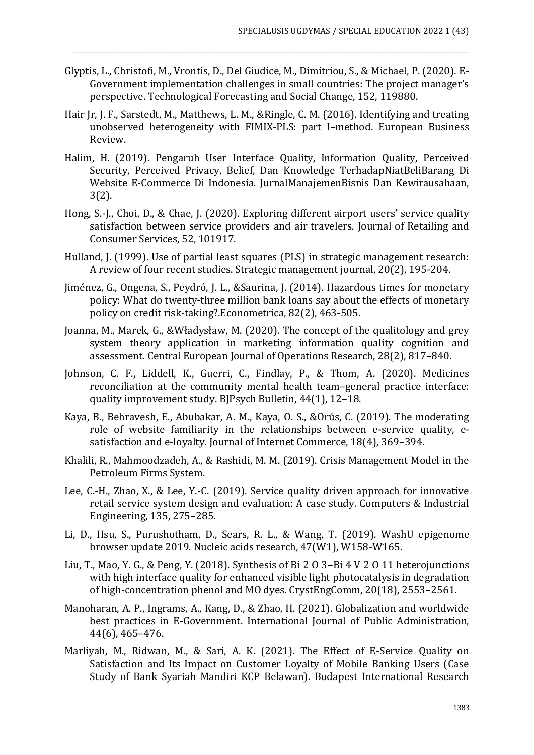Glyptis, L., Christofi, M., Vrontis, D., Del Giudice, M., Dimitriou, S., & Michael, P. (2020). E-Government implementation challenges in small countries: The project manager's perspective. Technological Forecasting and Social Change, 152, 119880.

Hair Jr, J. F., Sarstedt, M., Matthews, L. M., &Ringle, C. M. (2016). Identifying and treating unobserved heterogeneity with FIMIX-PLS: part I–method. European Business Review.

Halim, H. (2019). Pengaruh User Interface Quality, Information Quality, Perceived Security, Perceived Privacy, Belief, Dan Knowledge TerhadapNiatBeliBarang Di Website E-Commerce Di Indonesia. JurnalManajemenBisnis Dan Kewirausahaan, 3(2).

Hong, S.-J., Choi, D., & Chae, J. (2020). Exploring different airport users' service quality satisfaction between service providers and air travelers. Journal of Retailing and Consumer Services, 52, 101917.

Hulland, J. (1999). Use of partial least squares (PLS) in strategic management research: A review of four recent studies. Strategic management journal, 20(2), 195-204.

Jiménez, G., Ongena, S., Peydró, J. L., &Saurina, J. (2014). Hazardous times for monetary policy: What do twenty‐three million bank loans say about the effects of monetary policy on credit risk‐taking?.Econometrica, 82(2), 463-505.

Joanna, M., Marek, G., &Władysław, M. (2020). The concept of the qualitology and grey system theory application in marketing information quality cognition and assessment. Central European Journal of Operations Research, 28(2), 817–840.

Johnson, C. F., Liddell, K., Guerri, C., Findlay, P., & Thom, A. (2020). Medicines reconciliation at the community mental health team–general practice interface: quality improvement study. BJPsych Bulletin, 44(1), 12–18.

Kaya, B., Behravesh, E., Abubakar, A. M., Kaya, O. S., &Orús, C. (2019). The moderating role of website familiarity in the relationships between e-service quality, e-satisfaction and e-loyalty. Journal of Internet Commerce, 18(4), 369–394.

Khalili, R., Mahmoodzadeh, A., & Rashidi, M. M. (2019). Crisis Management Model in the Petroleum Firms System.

Lee, C.-H., Zhao, X., & Lee, Y.-C. (2019). Service quality driven approach for innovative retail service system design and evaluation: A case study. Computers & Industrial Engineering, 135, 275–285.

Li, D., Hsu, S., Purushotham, D., Sears, R. L., & Wang, T. (2019). WashU epigenome browser update 2019. Nucleic acids research, 47(W1), W158-W165.

Liu, T., Mao, Y. G., & Peng, Y. (2018). Synthesis of Bi 2 O 3–Bi 4 V 2 O 11 heterojunctions with high interface quality for enhanced visible light photocatalysis in degradation of high-concentration phenol and MO dyes. CrystEngComm, 20(18), 2553–2561.

Manoharan, A. P., Ingrams, A., Kang, D., & Zhao, H. (2021). Globalization and worldwide best practices in E-Government. International Journal of Public Administration, 44(6), 465–476.

Marliyah, M., Ridwan, M., & Sari, A. K. (2021). The Effect of E-Service Quality on Satisfaction and Its Impact on Customer Loyalty of Mobile Banking Users (Case Study of Bank Syariah Mandiri KCP Belawan). Budapest International Research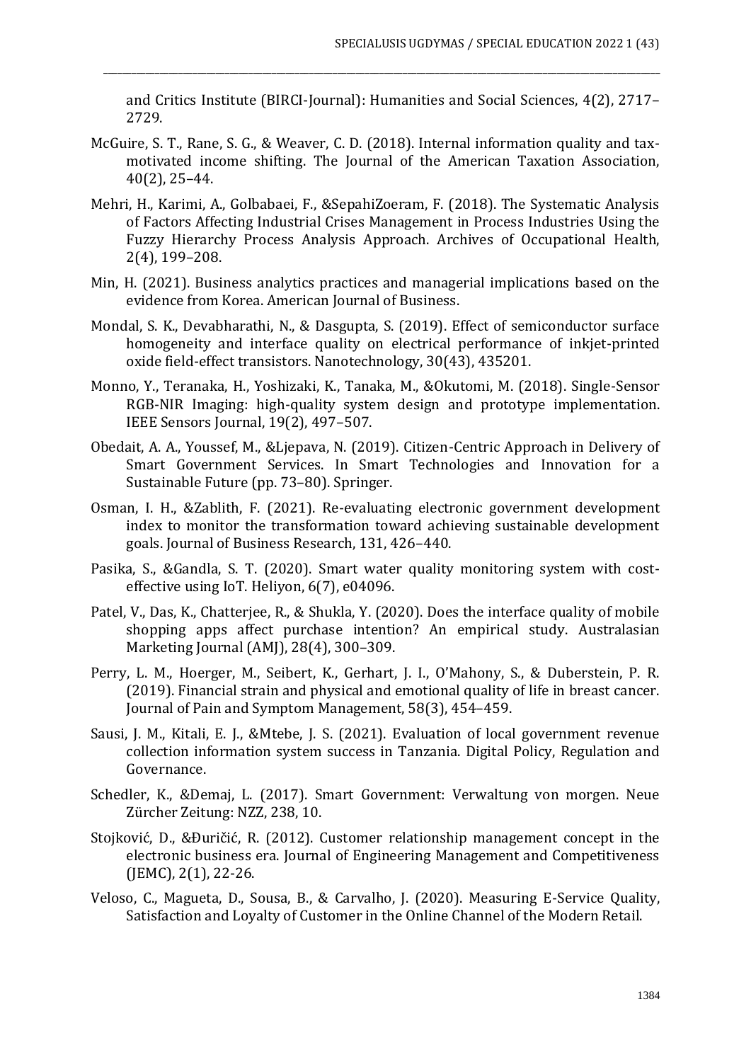and Critics Institute (BIRCI-Journal): Humanities and Social Sciences, 4(2), 2717–2729.

McGuire, S. T., Rane, S. G., & Weaver, C. D. (2018). Internal information quality and tax-motivated income shifting. The Journal of the American Taxation Association, 40(2), 25–44.

Mehri, H., Karimi, A., Golbabaei, F., &SepahiZoeram, F. (2018). The Systematic Analysis of Factors Affecting Industrial Crises Management in Process Industries Using the Fuzzy Hierarchy Process Analysis Approach. Archives of Occupational Health, 2(4), 199–208.

Min, H. (2021). Business analytics practices and managerial implications based on the evidence from Korea. American Journal of Business.

Mondal, S. K., Devabharathi, N., & Dasgupta, S. (2019). Effect of semiconductor surface homogeneity and interface quality on electrical performance of inkjet-printed oxide field-effect transistors. Nanotechnology, 30(43), 435201.

Monno, Y., Teranaka, H., Yoshizaki, K., Tanaka, M., &Okutomi, M. (2018). Single-Sensor RGB-NIR Imaging: high-quality system design and prototype implementation. IEEE Sensors Journal, 19(2), 497–507.

Obedait, A. A., Youssef, M., &Ljepava, N. (2019). Citizen-Centric Approach in Delivery of Smart Government Services. In Smart Technologies and Innovation for a Sustainable Future (pp. 73–80). Springer.

Osman, I. H., &Zablith, F. (2021). Re-evaluating electronic government development index to monitor the transformation toward achieving sustainable development goals. Journal of Business Research, 131, 426–440.

Pasika, S., &Gandla, S. T. (2020). Smart water quality monitoring system with cost-effective using IoT. Heliyon, 6(7), e04096.

Patel, V., Das, K., Chatterjee, R., & Shukla, Y. (2020). Does the interface quality of mobile shopping apps affect purchase intention? An empirical study. Australasian Marketing Journal (AMJ), 28(4), 300–309.

Perry, L. M., Hoerger, M., Seibert, K., Gerhart, J. I., O'Mahony, S., & Duberstein, P. R. (2019). Financial strain and physical and emotional quality of life in breast cancer. Journal of Pain and Symptom Management, 58(3), 454–459.

Sausi, J. M., Kitali, E. J., &Mtebe, J. S. (2021). Evaluation of local government revenue collection information system success in Tanzania. Digital Policy, Regulation and Governance.

Schedler, K., &Demaj, L. (2017). Smart Government: Verwaltung von morgen. Neue Zürcher Zeitung: NZZ, 238, 10.

Stojković, D., &Đuričić, R. (2012). Customer relationship management concept in the electronic business era. Journal of Engineering Management and Competitiveness (JEMC), 2(1), 22-26.

Veloso, C., Magueta, D., Sousa, B., & Carvalho, J. (2020). Measuring E-Service Quality, Satisfaction and Loyalty of Customer in the Online Channel of the Modern Retail.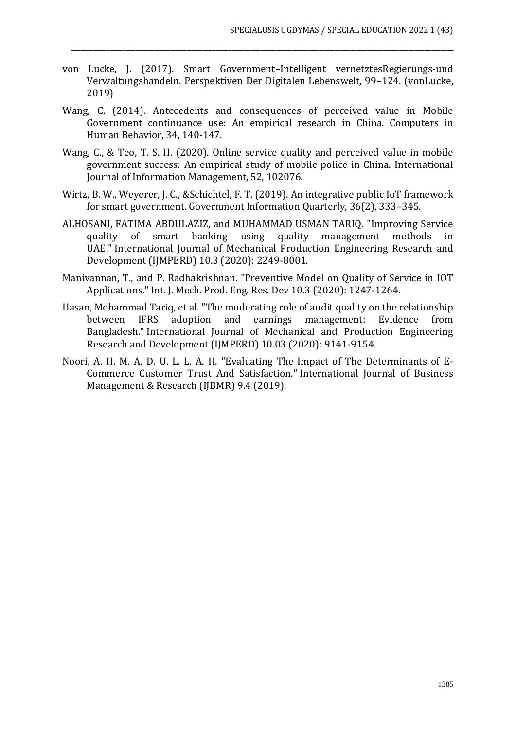von Lucke, J. (2017). Smart Government–Intelligent vernetztesRegierungs-und Verwaltungshandeln. Perspektiven Der Digitalen Lebenswelt, 99–124. (vonLucke, 2019)

Wang, C. (2014). Antecedents and consequences of perceived value in Mobile Government continuance use: An empirical research in China. Computers in Human Behavior, 34, 140-147.

Wang, C., & Teo, T. S. H. (2020). Online service quality and perceived value in mobile government success: An empirical study of mobile police in China. International Journal of Information Management, 52, 102076.

Wirtz, B. W., Weyerer, J. C., &Schichtel, F. T. (2019). An integrative public IoT framework for smart government. Government Information Quarterly, 36(2), 333–345.

ALHOSANI, FATIMA ABDULAZIZ, and MUHAMMAD USMAN TARIQ. "Improving Service quality of smart banking using quality management methods in UAE." International Journal of Mechanical Production Engineering Research and Development (IJMPERD) 10.3 (2020): 2249-8001.

Manivannan, T., and P. Radhakrishnan. "Preventive Model on Quality of Service in IOT Applications." Int. J. Mech. Prod. Eng. Res. Dev 10.3 (2020): 1247-1264.

Hasan, Mohammad Tariq, et al. "The moderating role of audit quality on the relationship between IFRS adoption and earnings management: Evidence from Bangladesh." International Journal of Mechanical and Production Engineering Research and Development (IJMPERD) 10.03 (2020): 9141-9154.

Noori, A. H. M. A. D. U. L. L. A. H. "Evaluating The Impact of The Determinants of E-Commerce Customer Trust And Satisfaction." International Journal of Business Management & Research (IJBMR) 9.4 (2019).